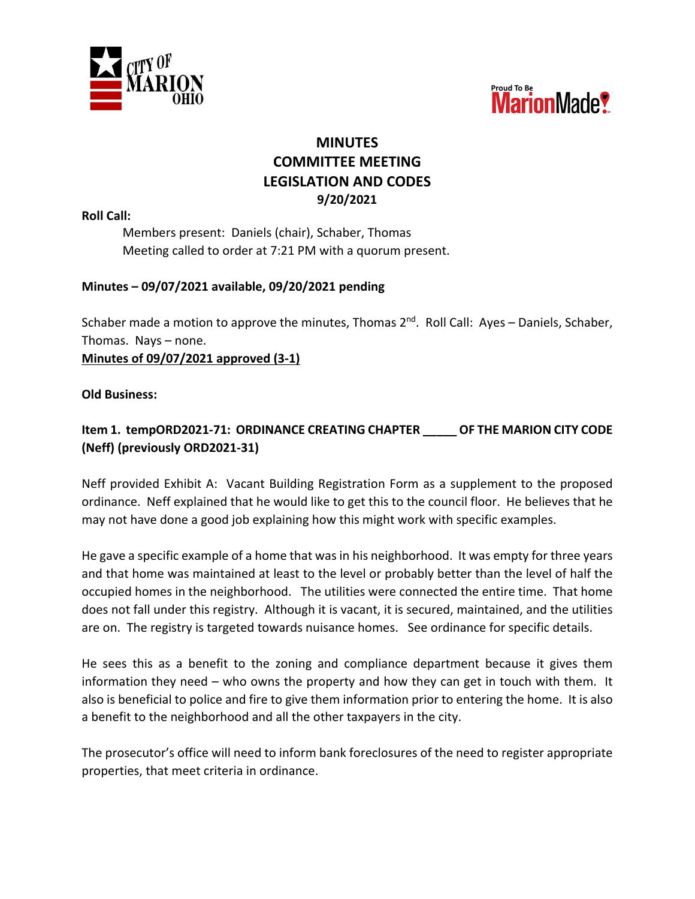# MINUTES
## COMMITTEE MEETING
## LEGISLATION AND CODES
## 9/20/2021

**Roll Call:**

Members present: Daniels (chair), Schaber, Thomas
Meeting called to order at 7:21 PM with a quorum present.

**Minutes – 09/07/2021 available, 09/20/2021 pending**

Schaber made a motion to approve the minutes, Thomas 2nd. Roll Call: Ayes – Daniels, Schaber, Thomas. Nays – none.

**Minutes of 09/07/2021 approved (3-1)**

**Old Business:**

**Item 1. tempORD2021-71: ORDINANCE CREATING CHAPTER _____ OF THE MARION CITY CODE (Neff) (previously ORD2021-31)**

Neff provided Exhibit A: Vacant Building Registration Form as a supplement to the proposed ordinance. Neff explained that he would like to get this to the council floor. He believes that he may not have done a good job explaining how this might work with specific examples.

He gave a specific example of a home that was in his neighborhood. It was empty for three years and that home was maintained at least to the level or probably better than the level of half the occupied homes in the neighborhood. The utilities were connected the entire time. That home does not fall under this registry. Although it is vacant, it is secured, maintained, and the utilities are on. The registry is targeted towards nuisance homes. See ordinance for specific details.

He sees this as a benefit to the zoning and compliance department because it gives them information they need – who owns the property and how they can get in touch with them. It also is beneficial to police and fire to give them information prior to entering the home. It is also a benefit to the neighborhood and all the other taxpayers in the city.

The prosecutor's office will need to inform bank foreclosures of the need to register appropriate properties, that meet criteria in ordinance.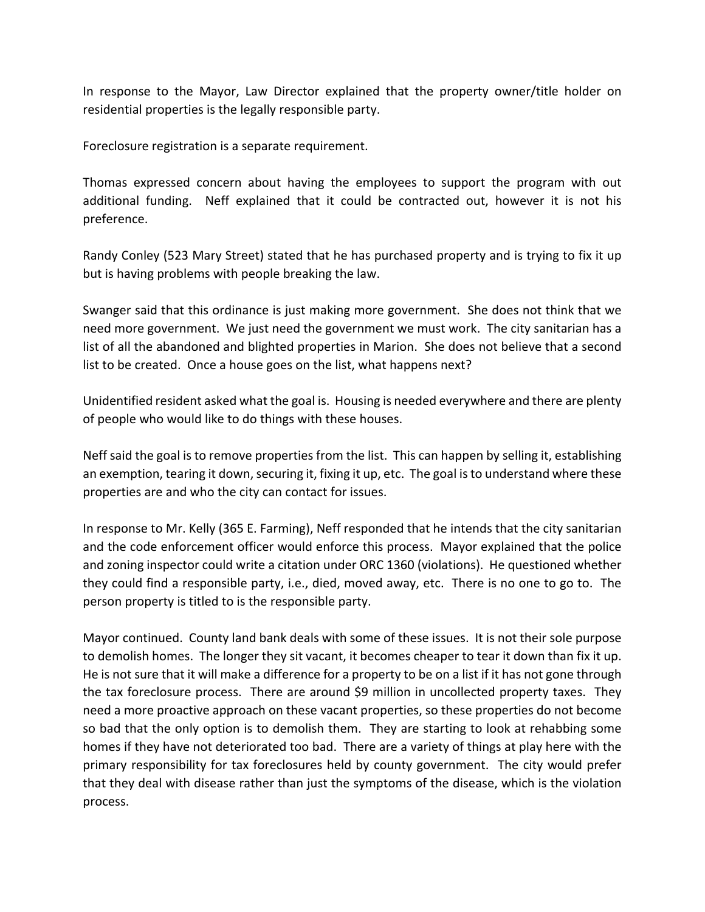In response to the Mayor, Law Director explained that the property owner/title holder on residential properties is the legally responsible party.

Foreclosure registration is a separate requirement.

Thomas expressed concern about having the employees to support the program with out additional funding. Neff explained that it could be contracted out, however it is not his preference.

Randy Conley (523 Mary Street) stated that he has purchased property and is trying to fix it up but is having problems with people breaking the law.

Swanger said that this ordinance is just making more government. She does not think that we need more government. We just need the government we must work. The city sanitarian has a list of all the abandoned and blighted properties in Marion. She does not believe that a second list to be created. Once a house goes on the list, what happens next?

Unidentified resident asked what the goal is. Housing is needed everywhere and there are plenty of people who would like to do things with these houses.

Neff said the goal is to remove properties from the list. This can happen by selling it, establishing an exemption, tearing it down, securing it, fixing it up, etc. The goal is to understand where these properties are and who the city can contact for issues.

In response to Mr. Kelly (365 E. Farming), Neff responded that he intends that the city sanitarian and the code enforcement officer would enforce this process. Mayor explained that the police and zoning inspector could write a citation under ORC 1360 (violations). He questioned whether they could find a responsible party, i.e., died, moved away, etc. There is no one to go to. The person property is titled to is the responsible party.

Mayor continued. County land bank deals with some of these issues. It is not their sole purpose to demolish homes. The longer they sit vacant, it becomes cheaper to tear it down than fix it up. He is not sure that it will make a difference for a property to be on a list if it has not gone through the tax foreclosure process. There are around $9 million in uncollected property taxes. They need a more proactive approach on these vacant properties, so these properties do not become so bad that the only option is to demolish them. They are starting to look at rehabbing some homes if they have not deteriorated too bad. There are a variety of things at play here with the primary responsibility for tax foreclosures held by county government. The city would prefer that they deal with disease rather than just the symptoms of the disease, which is the violation process.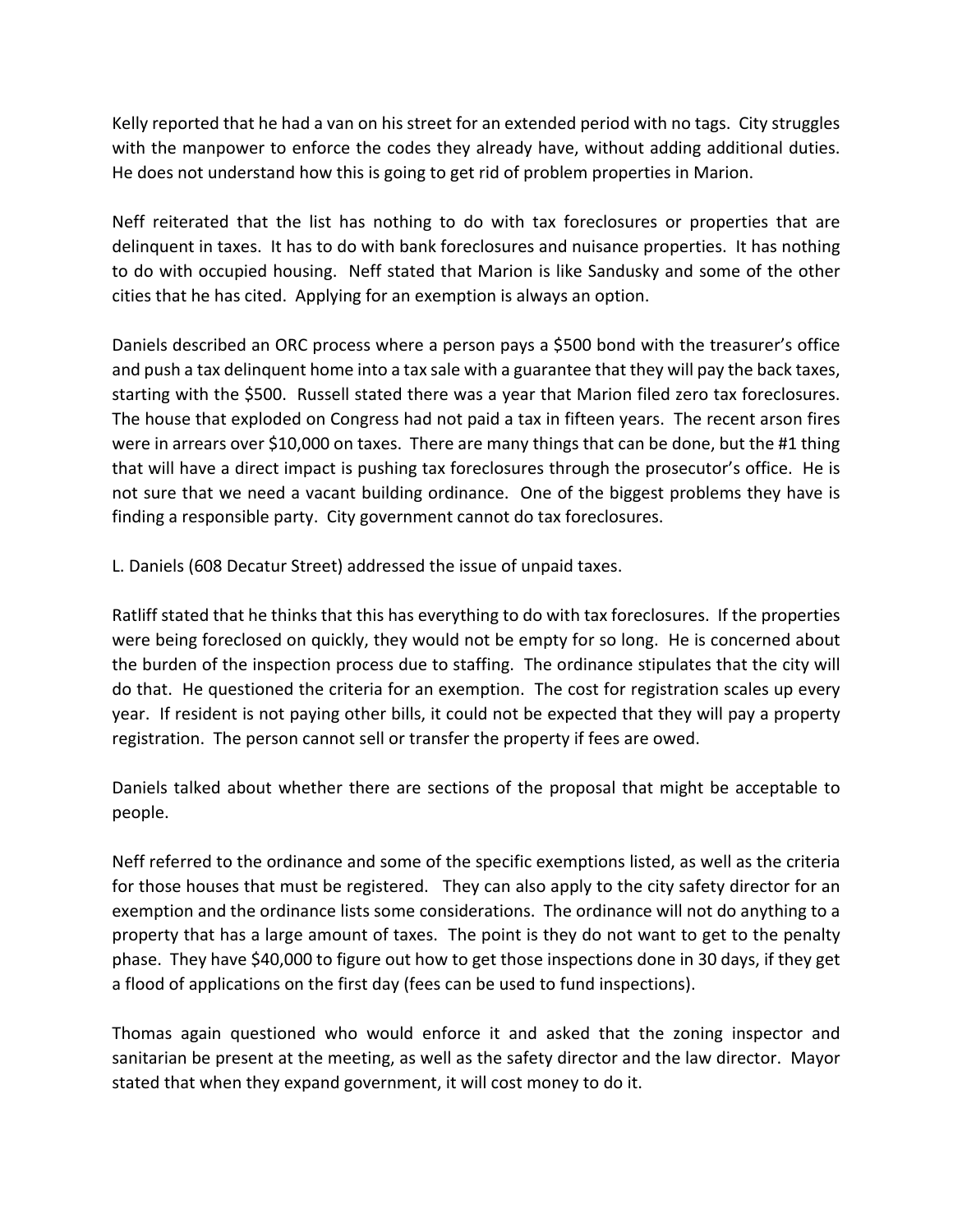Kelly reported that he had a van on his street for an extended period with no tags. City struggles with the manpower to enforce the codes they already have, without adding additional duties. He does not understand how this is going to get rid of problem properties in Marion.

Neff reiterated that the list has nothing to do with tax foreclosures or properties that are delinquent in taxes. It has to do with bank foreclosures and nuisance properties. It has nothing to do with occupied housing. Neff stated that Marion is like Sandusky and some of the other cities that he has cited. Applying for an exemption is always an option.

Daniels described an ORC process where a person pays a $500 bond with the treasurer's office and push a tax delinquent home into a tax sale with a guarantee that they will pay the back taxes, starting with the $500. Russell stated there was a year that Marion filed zero tax foreclosures. The house that exploded on Congress had not paid a tax in fifteen years. The recent arson fires were in arrears over $10,000 on taxes. There are many things that can be done, but the #1 thing that will have a direct impact is pushing tax foreclosures through the prosecutor's office. He is not sure that we need a vacant building ordinance. One of the biggest problems they have is finding a responsible party. City government cannot do tax foreclosures.

L. Daniels (608 Decatur Street) addressed the issue of unpaid taxes.

Ratliff stated that he thinks that this has everything to do with tax foreclosures. If the properties were being foreclosed on quickly, they would not be empty for so long. He is concerned about the burden of the inspection process due to staffing. The ordinance stipulates that the city will do that. He questioned the criteria for an exemption. The cost for registration scales up every year. If resident is not paying other bills, it could not be expected that they will pay a property registration. The person cannot sell or transfer the property if fees are owed.

Daniels talked about whether there are sections of the proposal that might be acceptable to people.

Neff referred to the ordinance and some of the specific exemptions listed, as well as the criteria for those houses that must be registered. They can also apply to the city safety director for an exemption and the ordinance lists some considerations. The ordinance will not do anything to a property that has a large amount of taxes. The point is they do not want to get to the penalty phase. They have $40,000 to figure out how to get those inspections done in 30 days, if they get a flood of applications on the first day (fees can be used to fund inspections).

Thomas again questioned who would enforce it and asked that the zoning inspector and sanitarian be present at the meeting, as well as the safety director and the law director. Mayor stated that when they expand government, it will cost money to do it.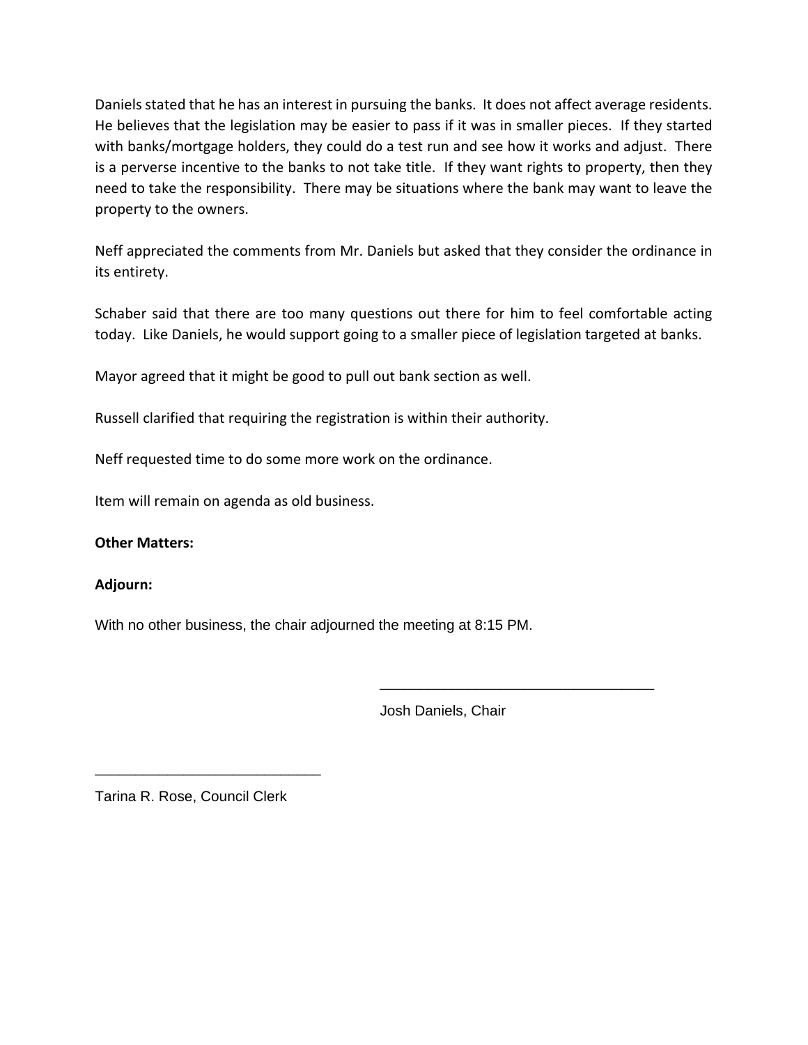Daniels stated that he has an interest in pursuing the banks. It does not affect average residents. He believes that the legislation may be easier to pass if it was in smaller pieces. If they started with banks/mortgage holders, they could do a test run and see how it works and adjust. There is a perverse incentive to the banks to not take title. If they want rights to property, then they need to take the responsibility. There may be situations where the bank may want to leave the property to the owners.

Neff appreciated the comments from Mr. Daniels but asked that they consider the ordinance in its entirety.

Schaber said that there are too many questions out there for him to feel comfortable acting today. Like Daniels, he would support going to a smaller piece of legislation targeted at banks.

Mayor agreed that it might be good to pull out bank section as well.

Russell clarified that requiring the registration is within their authority.

Neff requested time to do some more work on the ordinance.

Item will remain on agenda as old business.

**Other Matters:**

**Adjourn:**

With no other business, the chair adjourned the meeting at 8:15 PM.

\_\_\_\_\_\_\_\_\_\_\_\_\_\_\_\_\_\_\_\_\_\_\_\_\_\_\_\_\_\_\_\_\_\_\_

Josh Daniels, Chair

\_\_\_\_\_\_\_\_\_\_\_\_\_\_\_\_\_\_\_\_\_\_\_\_\_\_\_\_\_

Tarina R. Rose, Council Clerk